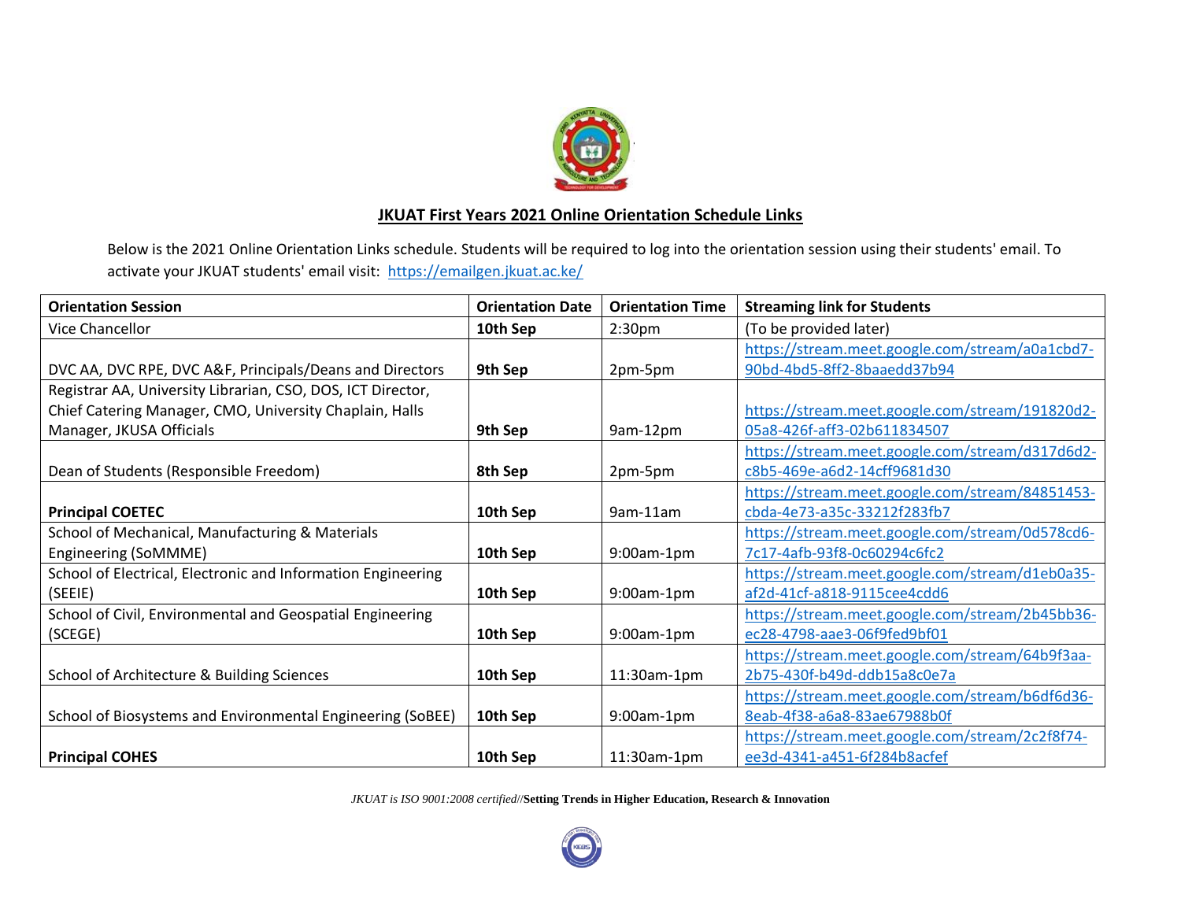# JKUAT First Years 2021 Online Orientation Schedule Links

Below is the 2021 Online Orientation Links schedule. Students will be required to log into the orientation session using their students' email. To activate your JKUAT students' email visit: https://emailgen.jkuat.ac.ke/

| Orientation Session | Orientation Date | Orientation Time | Streaming link for Students |
|---|---|---|---|
| Vice Chancellor | **10th Sep** | 2:30pm | (To be provided later) |
| DVC AA, DVC RPE, DVC A&F, Principals/Deans and Directors | **9th Sep** | 2pm-5pm | https://stream.meet.google.com/stream/a0a1cbd7-90bd-4bd5-8ff2-8baaedd37b94 |
| Registrar AA, University Librarian, CSO, DOS, ICT Director, Chief Catering Manager, CMO, University Chaplain, Halls Manager, JKUSA Officials | **9th Sep** | 9am-12pm | https://stream.meet.google.com/stream/191820d2-05a8-426f-aff3-02b611834507 |
| Dean of Students (Responsible Freedom) | **8th Sep** | 2pm-5pm | https://stream.meet.google.com/stream/d317d6d2-c8b5-469e-a6d2-14cff9681d30 |
| **Principal COETEC** | **10th Sep** | 9am-11am | https://stream.meet.google.com/stream/84851453-cbda-4e73-a35c-33212f283fb7 |
| School of Mechanical, Manufacturing & Materials Engineering (SoMMME) | **10th Sep** | 9:00am-1pm | https://stream.meet.google.com/stream/0d578cd6-7c17-4afb-93f8-0c60294c6fc2 |
| School of Electrical, Electronic and Information Engineering (SEEIE) | **10th Sep** | 9:00am-1pm | https://stream.meet.google.com/stream/d1eb0a35-af2d-41cf-a818-9115cee4cdd6 |
| School of Civil, Environmental and Geospatial Engineering (SCEGE) | **10th Sep** | 9:00am-1pm | https://stream.meet.google.com/stream/2b45bb36-ec28-4798-aae3-06f9fed9bf01 |
| School of Architecture & Building Sciences | **10th Sep** | 11:30am-1pm | https://stream.meet.google.com/stream/64b9f3aa-2b75-430f-b49d-ddb15a8c0e7a |
| School of Biosystems and Environmental Engineering (SoBEE) | **10th Sep** | 9:00am-1pm | https://stream.meet.google.com/stream/b6df6d36-8eab-4f38-a6a8-83ae67988b0f |
| **Principal COHES** | **10th Sep** | 11:30am-1pm | https://stream.meet.google.com/stream/2c2f8f74-ee3d-4341-a451-6f284b8acfef |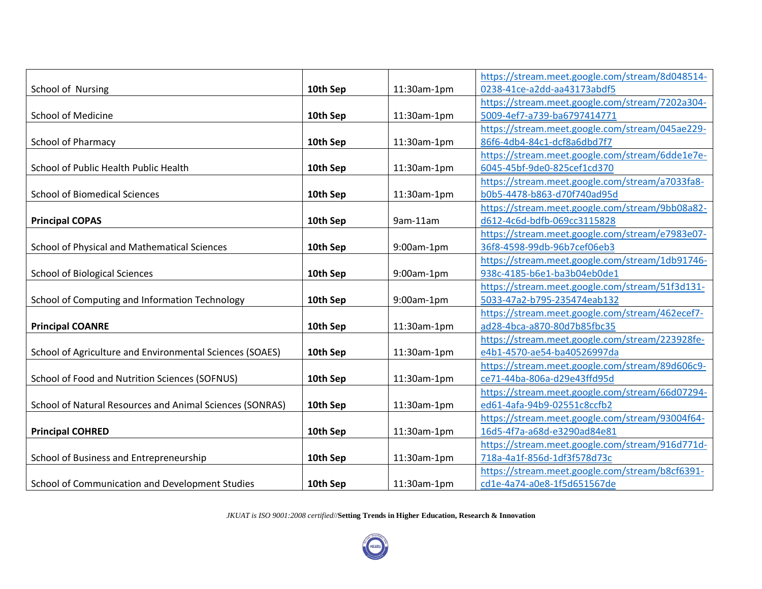| School of Nursing | **10th Sep** | 11:30am-1pm | https://stream.meet.google.com/stream/8d048514-0238-41ce-a2dd-aa43173abdf5 |
|---|---|---|---|
| School of Medicine | **10th Sep** | 11:30am-1pm | https://stream.meet.google.com/stream/7202a304-5009-4ef7-a739-ba6797414771 |
| School of Pharmacy | **10th Sep** | 11:30am-1pm | https://stream.meet.google.com/stream/045ae229-86f6-4db4-84c1-dcf8a6dbd7f7 |
| School of Public Health Public Health | **10th Sep** | 11:30am-1pm | https://stream.meet.google.com/stream/6dde1e7e-6045-45bf-9de0-825cef1cd370 |
| School of Biomedical Sciences | **10th Sep** | 11:30am-1pm | https://stream.meet.google.com/stream/a7033fa8-b0b5-4478-b863-d70f740ad95d |
| **Principal COPAS** | **10th Sep** | 9am-11am | https://stream.meet.google.com/stream/9bb08a82-d612-4c6d-bdfb-069cc3115828 |
| School of Physical and Mathematical Sciences | **10th Sep** | 9:00am-1pm | https://stream.meet.google.com/stream/e7983e07-36f8-4598-99db-96b7cef06eb3 |
| School of Biological Sciences | **10th Sep** | 9:00am-1pm | https://stream.meet.google.com/stream/1db91746-938c-4185-b6e1-ba3b04eb0de1 |
| School of Computing and Information Technology | **10th Sep** | 9:00am-1pm | https://stream.meet.google.com/stream/51f3d131-5033-47a2-b795-235474eab132 |
| **Principal COANRE** | **10th Sep** | 11:30am-1pm | https://stream.meet.google.com/stream/462ecef7-ad28-4bca-a870-80d7b85fbc35 |
| School of Agriculture and Environmental Sciences (SOAES) | **10th Sep** | 11:30am-1pm | https://stream.meet.google.com/stream/223928fe-e4b1-4570-ae54-ba40526997da |
| School of Food and Nutrition Sciences (SOFNUS) | **10th Sep** | 11:30am-1pm | https://stream.meet.google.com/stream/89d606c9-ce71-44ba-806a-d29e43ffd95d |
| School of Natural Resources and Animal Sciences (SONRAS) | **10th Sep** | 11:30am-1pm | https://stream.meet.google.com/stream/66d07294-ed61-4afa-94b9-02551c8ccfb2 |
| **Principal COHRED** | **10th Sep** | 11:30am-1pm | https://stream.meet.google.com/stream/93004f64-16d5-4f7a-a68d-e3290ad84e81 |
| School of Business and Entrepreneurship | **10th Sep** | 11:30am-1pm | https://stream.meet.google.com/stream/916d771d-718a-4a1f-856d-1df3f578d73c |
| School of Communication and Development Studies | **10th Sep** | 11:30am-1pm | https://stream.meet.google.com/stream/b8cf6391-cd1e-4a74-a0e8-1f5d651567de |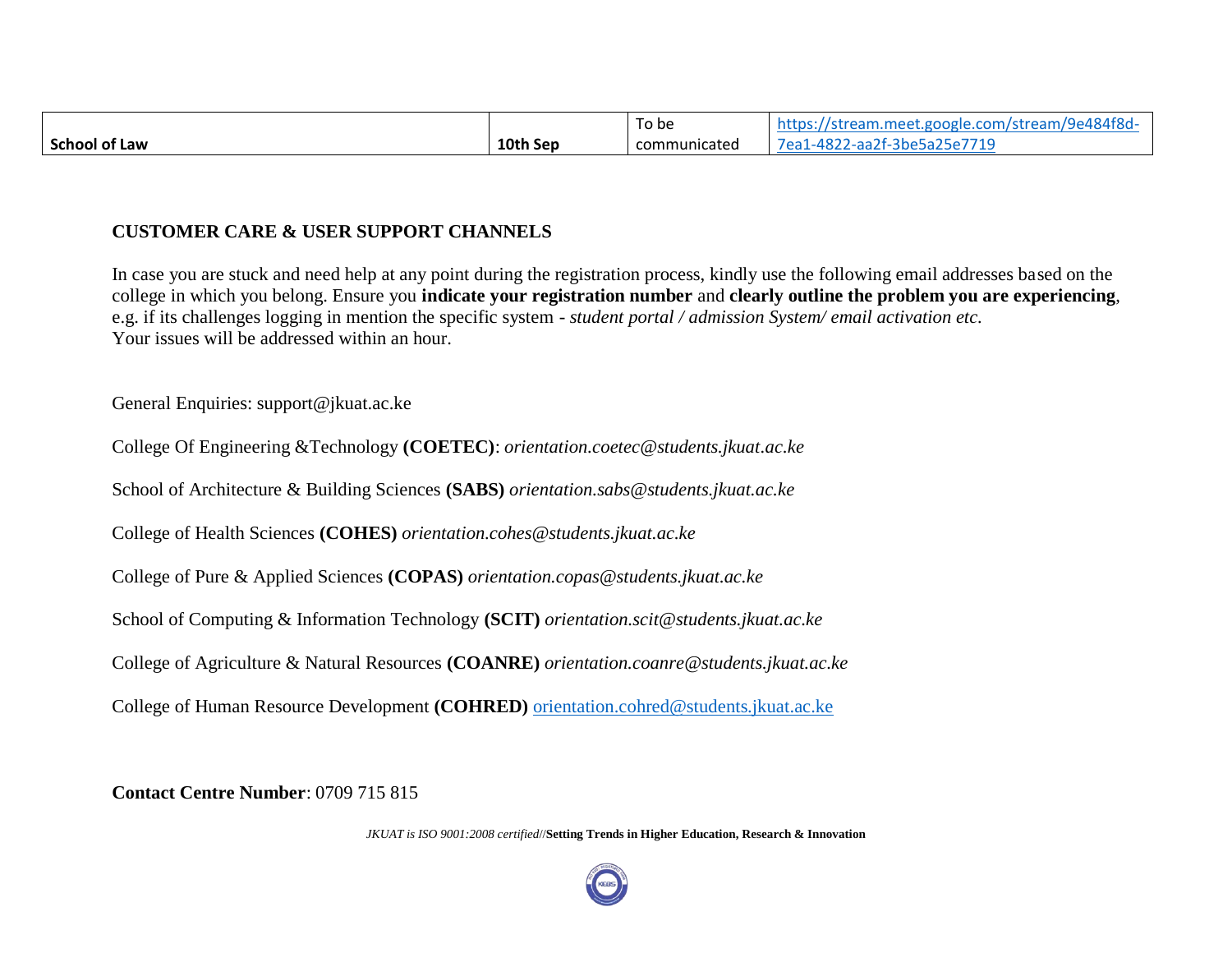| School of Law | 10th Sep | To be communicated | https://stream.meet.google.com/stream/9e484f8d-7ea1-4822-aa2f-3be5a25e7719 |
|---|---|---|---|

**CUSTOMER CARE & USER SUPPORT CHANNELS**

In case you are stuck and need help at any point during the registration process, kindly use the following email addresses based on the college in which you belong. Ensure you **indicate your registration number** and **clearly outline the problem you are experiencing**, e.g. if its challenges logging in mention the specific system - *student portal / admission System/ email activation etc.*
Your issues will be addressed within an hour.

General Enquiries: support@jkuat.ac.ke

College Of Engineering &Technology **(COETEC)**: *orientation.coetec@students.jkuat.ac.ke*

School of Architecture & Building Sciences **(SABS)** *orientation.sabs@students.jkuat.ac.ke*

College of Health Sciences **(COHES)** *orientation.cohes@students.jkuat.ac.ke*

College of Pure & Applied Sciences **(COPAS)** *orientation.copas@students.jkuat.ac.ke*

School of Computing & Information Technology **(SCIT)** *orientation.scit@students.jkuat.ac.ke*

College of Agriculture & Natural Resources **(COANRE)** *orientation.coanre@students.jkuat.ac.ke*

College of Human Resource Development **(COHRED)** orientation.cohred@students.jkuat.ac.ke

**Contact Centre Number**: 0709 715 815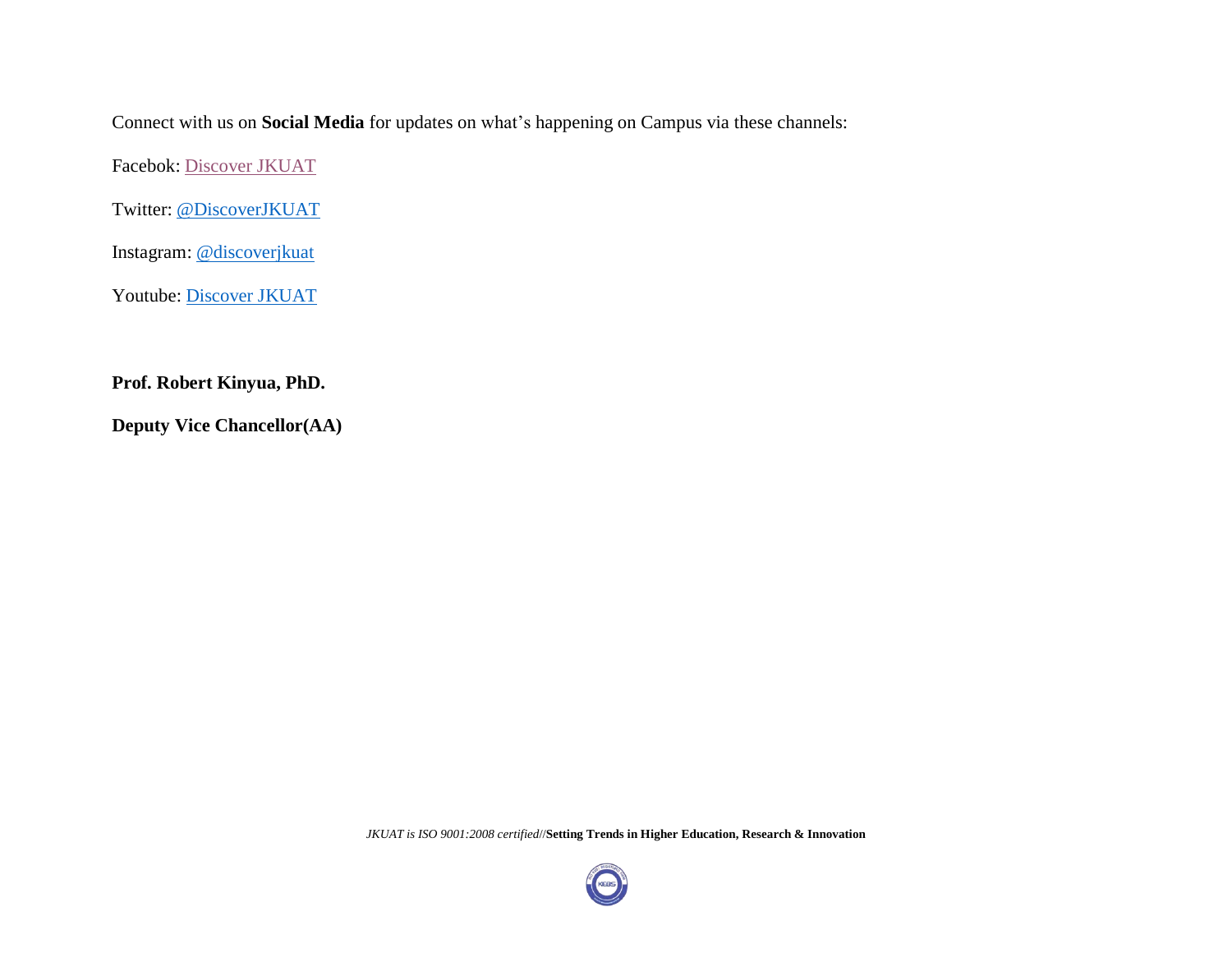Connect with us on **Social Media** for updates on what's happening on Campus via these channels:

Facebok: Discover JKUAT

Twitter: @DiscoverJKUAT

Instagram: @discoverjkuat

Youtube: Discover JKUAT

**Prof. Robert Kinyua, PhD.**

**Deputy Vice Chancellor(AA)**